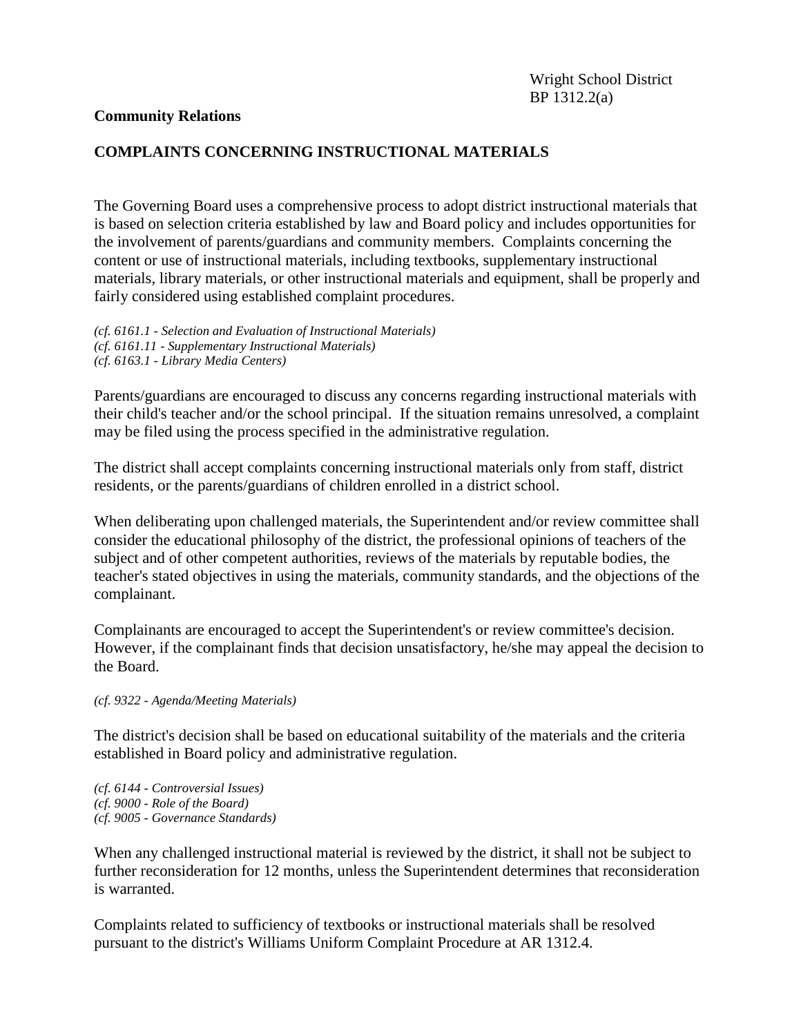Wright School District
BP 1312.2(a)

**Community Relations**

## COMPLAINTS CONCERNING INSTRUCTIONAL MATERIALS

The Governing Board uses a comprehensive process to adopt district instructional materials that is based on selection criteria established by law and Board policy and includes opportunities for the involvement of parents/guardians and community members. Complaints concerning the content or use of instructional materials, including textbooks, supplementary instructional materials, library materials, or other instructional materials and equipment, shall be properly and fairly considered using established complaint procedures.

*(cf. 6161.1 - Selection and Evaluation of Instructional Materials)*
*(cf. 6161.11 - Supplementary Instructional Materials)*
*(cf. 6163.1 - Library Media Centers)*

Parents/guardians are encouraged to discuss any concerns regarding instructional materials with their child's teacher and/or the school principal. If the situation remains unresolved, a complaint may be filed using the process specified in the administrative regulation.

The district shall accept complaints concerning instructional materials only from staff, district residents, or the parents/guardians of children enrolled in a district school.

When deliberating upon challenged materials, the Superintendent and/or review committee shall consider the educational philosophy of the district, the professional opinions of teachers of the subject and of other competent authorities, reviews of the materials by reputable bodies, the teacher's stated objectives in using the materials, community standards, and the objections of the complainant.

Complainants are encouraged to accept the Superintendent's or review committee's decision. However, if the complainant finds that decision unsatisfactory, he/she may appeal the decision to the Board.

*(cf. 9322 - Agenda/Meeting Materials)*

The district's decision shall be based on educational suitability of the materials and the criteria established in Board policy and administrative regulation.

*(cf. 6144 - Controversial Issues)*
*(cf. 9000 - Role of the Board)*
*(cf. 9005 - Governance Standards)*

When any challenged instructional material is reviewed by the district, it shall not be subject to further reconsideration for 12 months, unless the Superintendent determines that reconsideration is warranted.

Complaints related to sufficiency of textbooks or instructional materials shall be resolved pursuant to the district's Williams Uniform Complaint Procedure at AR 1312.4.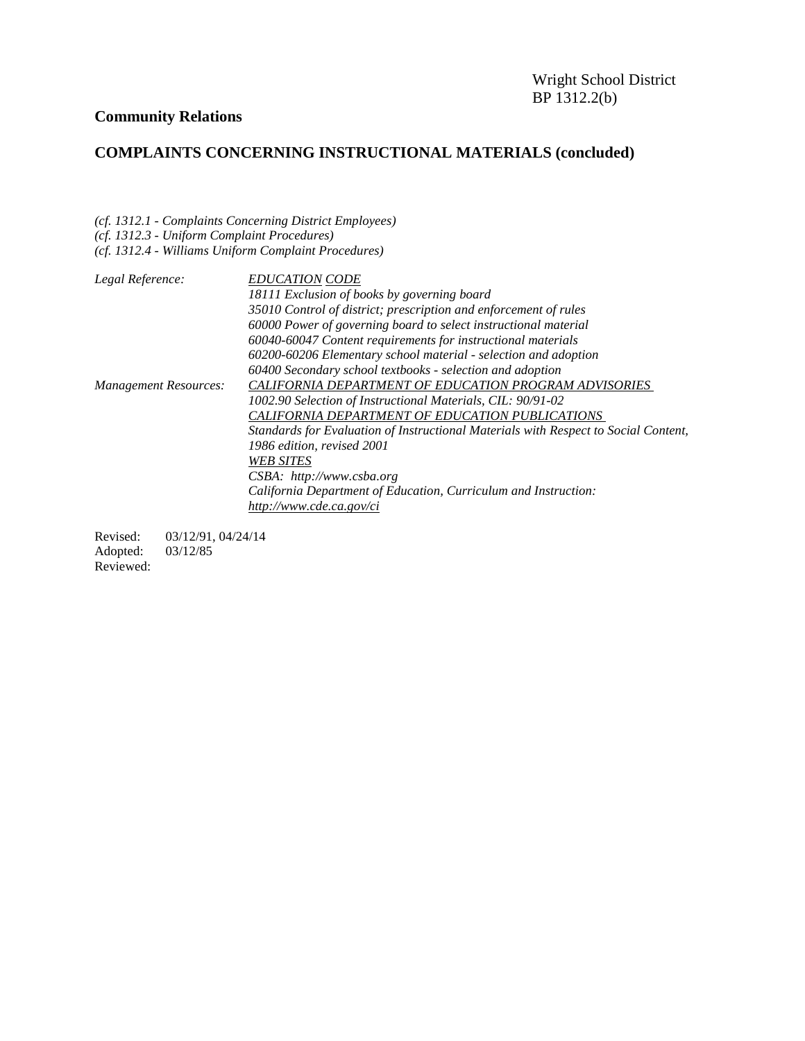Wright School District
BP 1312.2(b)

**Community Relations**

## COMPLAINTS CONCERNING INSTRUCTIONAL MATERIALS (concluded)

*(cf. 1312.1 - Complaints Concerning District Employees)*
*(cf. 1312.3 - Uniform Complaint Procedures)*
*(cf. 1312.4 - Williams Uniform Complaint Procedures)*

*Legal Reference:*

*EDUCATION CODE*
*18111 Exclusion of books by governing board*
*35010 Control of district; prescription and enforcement of rules*
*60000 Power of governing board to select instructional material*
*60040-60047 Content requirements for instructional materials*
*60200-60206 Elementary school material - selection and adoption*
*60400 Secondary school textbooks - selection and adoption*

*Management Resources:*

*CALIFORNIA DEPARTMENT OF EDUCATION PROGRAM ADVISORIES*
*1002.90 Selection of Instructional Materials, CIL: 90/91-02*
*CALIFORNIA DEPARTMENT OF EDUCATION PUBLICATIONS*
*Standards for Evaluation of Instructional Materials with Respect to Social Content, 1986 edition, revised 2001*
*WEB SITES*
*CSBA: http://www.csba.org*
*California Department of Education, Curriculum and Instruction: http://www.cde.ca.gov/ci*

Revised: 03/12/91, 04/24/14
Adopted: 03/12/85
Reviewed: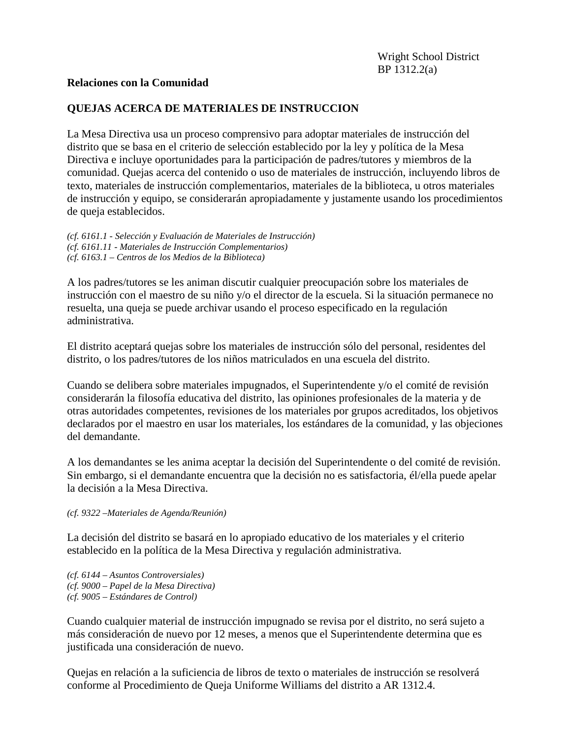Wright School District
BP 1312.2(a)

**Relaciones con la Comunidad**

**QUEJAS ACERCA DE MATERIALES DE INSTRUCCION**

La Mesa Directiva usa un proceso comprensivo para adoptar materiales de instrucción del distrito que se basa en el criterio de selección establecido por la ley y política de la Mesa Directiva e incluye oportunidades para la participación de padres/tutores y miembros de la comunidad. Quejas acerca del contenido o uso de materiales de instrucción, incluyendo libros de texto, materiales de instrucción complementarios, materiales de la biblioteca, u otros materiales de instrucción y equipo, se considerarán apropiadamente y justamente usando los procedimientos de queja establecidos.

*(cf. 6161.1 - Selección y Evaluación de Materiales de Instrucción)*
*(cf. 6161.11 - Materiales de Instrucción Complementarios)*
*(cf. 6163.1 – Centros de los Medios de la Biblioteca)*

A los padres/tutores se les animan discutir cualquier preocupación sobre los materiales de instrucción con el maestro de su niño y/o el director de la escuela. Si la situación permanece no resuelta, una queja se puede archivar usando el proceso especificado en la regulación administrativa.

El distrito aceptará quejas sobre los materiales de instrucción sólo del personal, residentes del distrito, o los padres/tutores de los niños matriculados en una escuela del distrito.

Cuando se delibera sobre materiales impugnados, el Superintendente y/o el comité de revisión considerarán la filosofía educativa del distrito, las opiniones profesionales de la materia y de otras autoridades competentes, revisiones de los materiales por grupos acreditados, los objetivos declarados por el maestro en usar los materiales, los estándares de la comunidad, y las objeciones del demandante.

A los demandantes se les anima aceptar la decisión del Superintendente o del comité de revisión. Sin embargo, si el demandante encuentra que la decisión no es satisfactoria, él/ella puede apelar la decisión a la Mesa Directiva.

*(cf. 9322 –Materiales de Agenda/Reunión)*

La decisión del distrito se basará en lo apropiado educativo de los materiales y el criterio establecido en la política de la Mesa Directiva y regulación administrativa.

*(cf. 6144 – Asuntos Controversiales)*
*(cf. 9000 – Papel de la Mesa Directiva)*
*(cf. 9005 – Estándares de Control)*

Cuando cualquier material de instrucción impugnado se revisa por el distrito, no será sujeto a más consideración de nuevo por 12 meses, a menos que el Superintendente determina que es justificada una consideración de nuevo.

Quejas en relación a la suficiencia de libros de texto o materiales de instrucción se resolverá conforme al Procedimiento de Queja Uniforme Williams del distrito a AR 1312.4.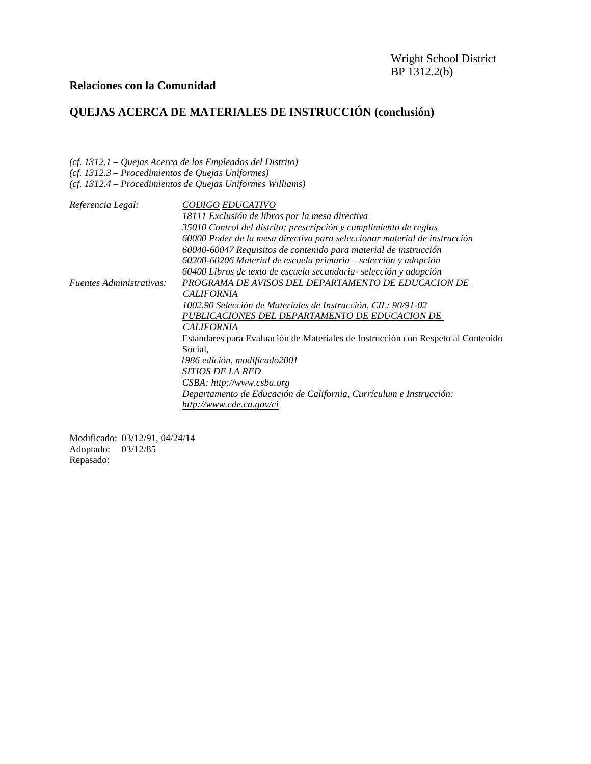Wright School District
BP 1312.2(b)

**Relaciones con la Comunidad**

## QUEJAS ACERCA DE MATERIALES DE INSTRUCCIÓN (conclusión)

*(cf. 1312.1 – Quejas Acerca de los Empleados del Distrito)*
*(cf. 1312.3 – Procedimientos de Quejas Uniformes)*
*(cf. 1312.4 – Procedimientos de Quejas Uniformes Williams)*

*Referencia Legal:*

*CODIGO EDUCATIVO*
*18111 Exclusión de libros por la mesa directiva*
*35010 Control del distrito; prescripción y cumplimiento de reglas*
*60000 Poder de la mesa directiva para seleccionar material de instrucción*
*60040-60047 Requisitos de contenido para material de instrucción*
*60200-60206 Material de escuela primaria – selección y adopción*
*60400 Libros de texto de escuela secundaria- selección y adopción*

*Fuentes Administrativas:*

*PROGRAMA DE AVISOS DEL DEPARTAMENTO DE EDUCACION DE CALIFORNIA*
*1002.90 Selección de Materiales de Instrucción, CIL: 90/91-02*
*PUBLICACIONES DEL DEPARTAMENTO DE EDUCACION DE CALIFORNIA*
Estándares para Evaluación de Materiales de Instrucción con Respeto al Contenido Social,
*1986 edición, modificado2001*
*SITIOS DE LA RED*
*CSBA: http://www.csba.org*
*Departamento de Educación de California, Currículum e Instrucción: http://www.cde.ca.gov/ci*

Modificado: 03/12/91, 04/24/14
Adoptado: 03/12/85
Repasado: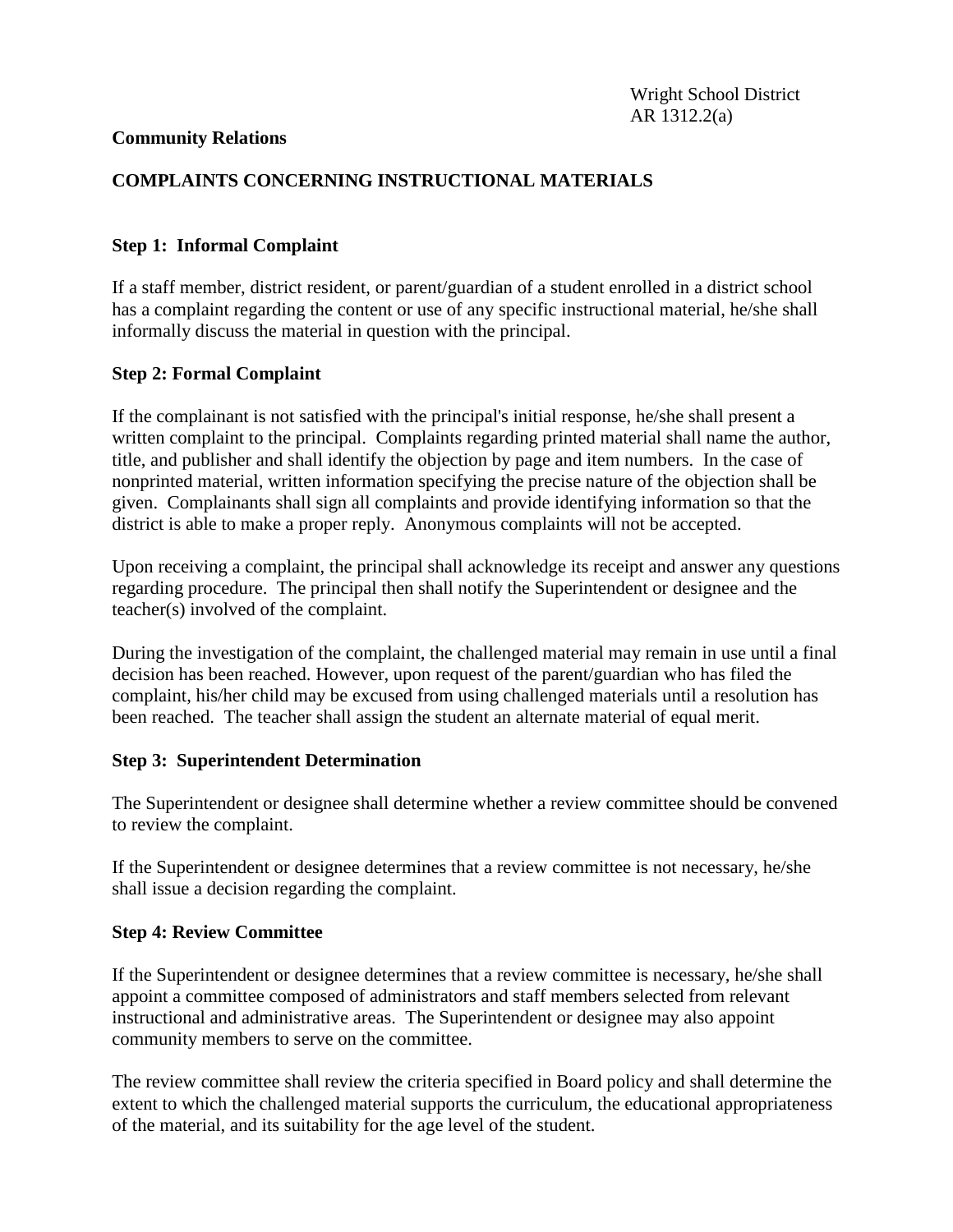Wright School District
AR 1312.2(a)

**Community Relations**

## COMPLAINTS CONCERNING INSTRUCTIONAL MATERIALS

### Step 1: Informal Complaint

If a staff member, district resident, or parent/guardian of a student enrolled in a district school has a complaint regarding the content or use of any specific instructional material, he/she shall informally discuss the material in question with the principal.

### Step 2: Formal Complaint

If the complainant is not satisfied with the principal's initial response, he/she shall present a written complaint to the principal. Complaints regarding printed material shall name the author, title, and publisher and shall identify the objection by page and item numbers. In the case of nonprinted material, written information specifying the precise nature of the objection shall be given. Complainants shall sign all complaints and provide identifying information so that the district is able to make a proper reply. Anonymous complaints will not be accepted.

Upon receiving a complaint, the principal shall acknowledge its receipt and answer any questions regarding procedure. The principal then shall notify the Superintendent or designee and the teacher(s) involved of the complaint.

During the investigation of the complaint, the challenged material may remain in use until a final decision has been reached. However, upon request of the parent/guardian who has filed the complaint, his/her child may be excused from using challenged materials until a resolution has been reached. The teacher shall assign the student an alternate material of equal merit.

### Step 3: Superintendent Determination

The Superintendent or designee shall determine whether a review committee should be convened to review the complaint.

If the Superintendent or designee determines that a review committee is not necessary, he/she shall issue a decision regarding the complaint.

### Step 4: Review Committee

If the Superintendent or designee determines that a review committee is necessary, he/she shall appoint a committee composed of administrators and staff members selected from relevant instructional and administrative areas. The Superintendent or designee may also appoint community members to serve on the committee.

The review committee shall review the criteria specified in Board policy and shall determine the extent to which the challenged material supports the curriculum, the educational appropriateness of the material, and its suitability for the age level of the student.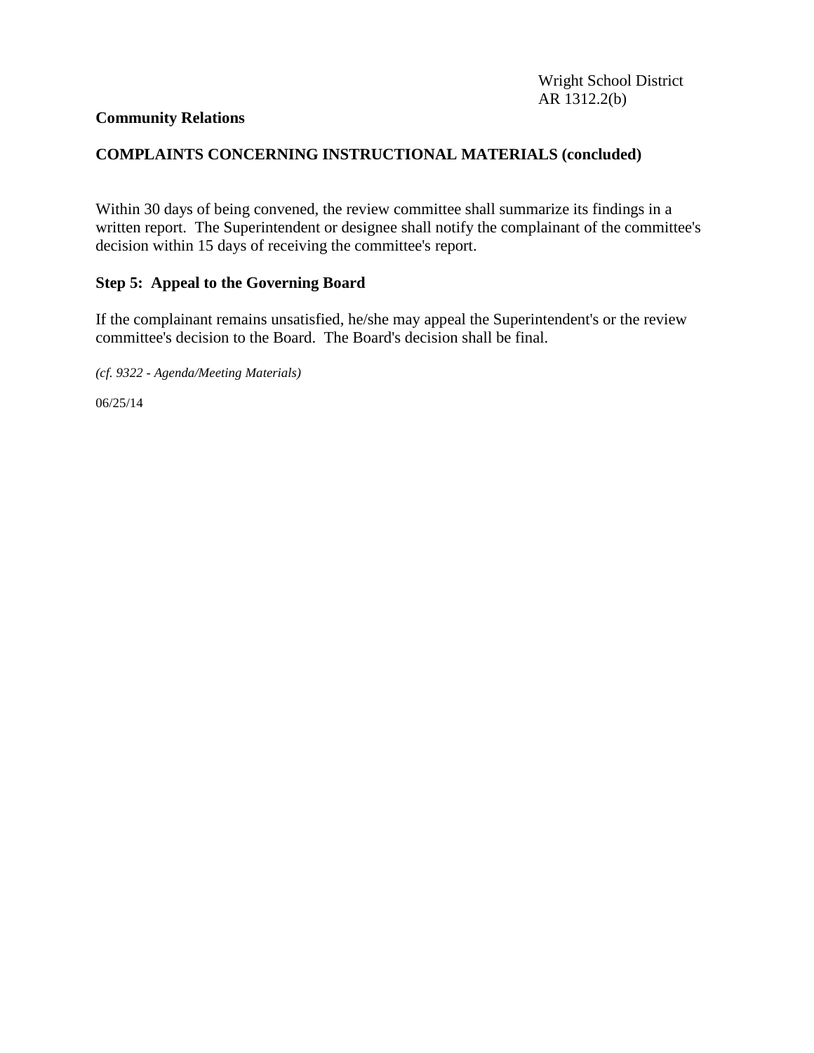**Community Relations**

**COMPLAINTS CONCERNING INSTRUCTIONAL MATERIALS (concluded)**

Within 30 days of being convened, the review committee shall summarize its findings in a written report. The Superintendent or designee shall notify the complainant of the committee's decision within 15 days of receiving the committee's report.

**Step 5: Appeal to the Governing Board**

If the complainant remains unsatisfied, he/she may appeal the Superintendent's or the review committee's decision to the Board. The Board's decision shall be final.

*(cf. 9322 - Agenda/Meeting Materials)*

06/25/14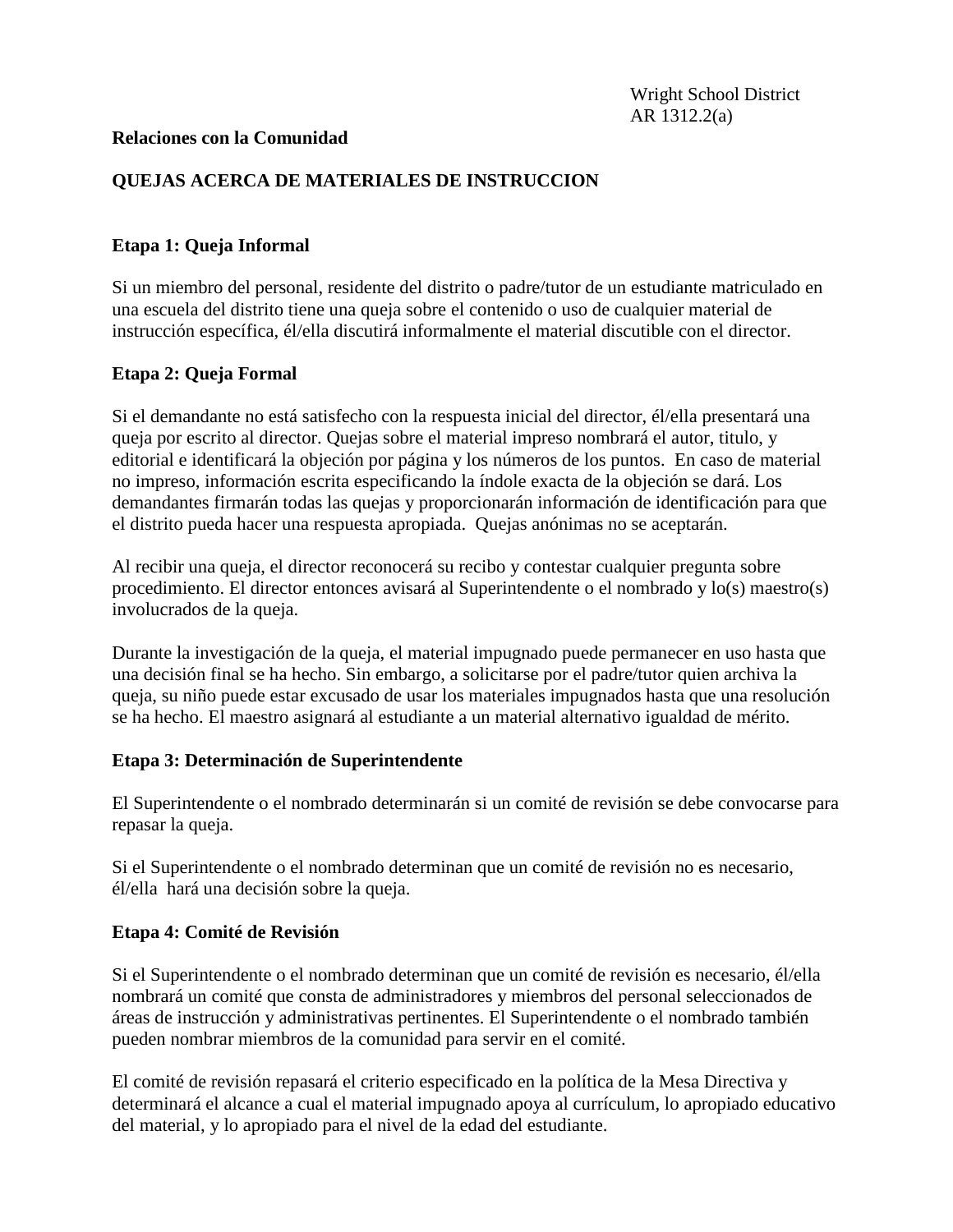Wright School District
AR 1312.2(a)

**Relaciones con la Comunidad**

**QUEJAS ACERCA DE MATERIALES DE INSTRUCCION**

**Etapa 1: Queja Informal**

Si un miembro del personal, residente del distrito o padre/tutor de un estudiante matriculado en una escuela del distrito tiene una queja sobre el contenido o uso de cualquier material de instrucción específica, él/ella discutirá informalmente el material discutible con el director.

**Etapa 2: Queja Formal**

Si el demandante no está satisfecho con la respuesta inicial del director, él/ella presentará una queja por escrito al director. Quejas sobre el material impreso nombrará el autor, titulo, y editorial e identificará la objeción por página y los números de los puntos. En caso de material no impreso, información escrita especificando la índole exacta de la objeción se dará. Los demandantes firmarán todas las quejas y proporcionarán información de identificación para que el distrito pueda hacer una respuesta apropiada. Quejas anónimas no se aceptarán.

Al recibir una queja, el director reconocerá su recibo y contestar cualquier pregunta sobre procedimiento. El director entonces avisará al Superintendente o el nombrado y lo(s) maestro(s) involucrados de la queja.

Durante la investigación de la queja, el material impugnado puede permanecer en uso hasta que una decisión final se ha hecho. Sin embargo, a solicitarse por el padre/tutor quien archiva la queja, su niño puede estar excusado de usar los materiales impugnados hasta que una resolución se ha hecho. El maestro asignará al estudiante a un material alternativo igualdad de mérito.

**Etapa 3: Determinación de Superintendente**

El Superintendente o el nombrado determinarán si un comité de revisión se debe convocarse para repasar la queja.

Si el Superintendente o el nombrado determinan que un comité de revisión no es necesario, él/ella hará una decisión sobre la queja.

**Etapa 4: Comité de Revisión**

Si el Superintendente o el nombrado determinan que un comité de revisión es necesario, él/ella nombrará un comité que consta de administradores y miembros del personal seleccionados de áreas de instrucción y administrativas pertinentes. El Superintendente o el nombrado también pueden nombrar miembros de la comunidad para servir en el comité.

El comité de revisión repasará el criterio especificado en la política de la Mesa Directiva y determinará el alcance a cual el material impugnado apoya al currículum, lo apropiado educativo del material, y lo apropiado para el nivel de la edad del estudiante.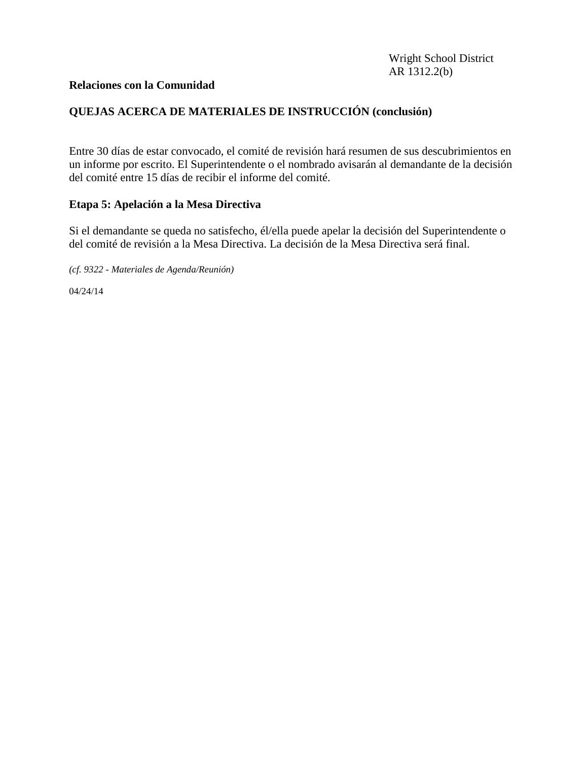**Relaciones con la Comunidad**

## QUEJAS ACERCA DE MATERIALES DE INSTRUCCIÓN (conclusión)

Entre 30 días de estar convocado, el comité de revisión hará resumen de sus descubrimientos en un informe por escrito. El Superintendente o el nombrado avisarán al demandante de la decisión del comité entre 15 días de recibir el informe del comité.

### Etapa 5: Apelación a la Mesa Directiva

Si el demandante se queda no satisfecho, él/ella puede apelar la decisión del Superintendente o del comité de revisión a la Mesa Directiva. La decisión de la Mesa Directiva será final.

*(cf. 9322 - Materiales de Agenda/Reunión)*

04/24/14